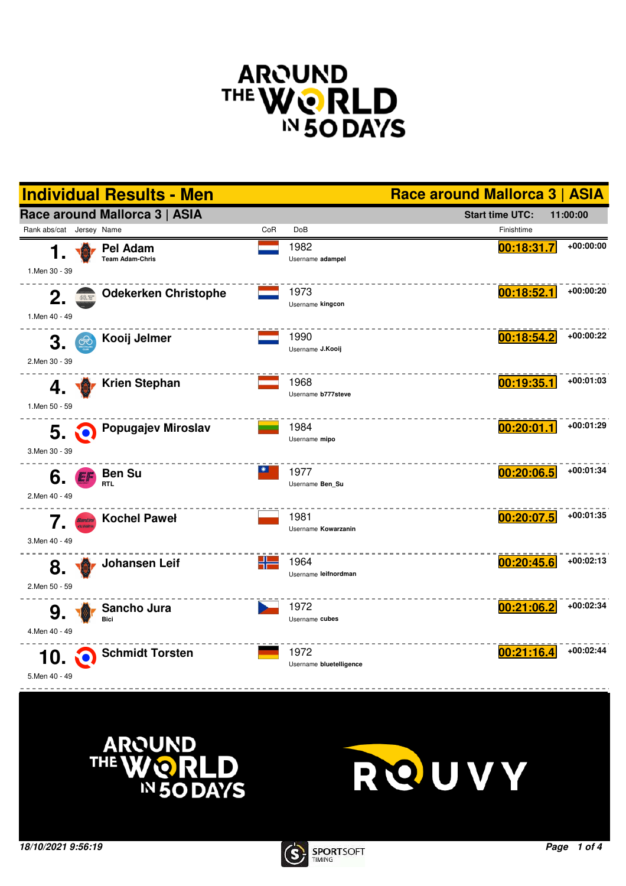# Individual Results - Men

## Race around Mallorca 3 | ASIA

**Race around Mallorca 3 | ASIA** — Start time UTC: 11:00:00

| Rank abs/cat | Jersey | Name | CoR | DoB | Finishtime | |
|---|---|---|---|---|---|---|
| 1. / 1.Men 30 - 39 | | **Pel Adam** Team Adam-Chris | | 1982 Username **adampel** | 00:18:31.7 | +00:00:00 |
| 2. / 1.Men 40 - 49 | | **Odekerken Christophe** | | 1973 Username **kingcon** | 00:18:52.1 | +00:00:20 |
| 3. / 2.Men 30 - 39 | | **Kooij Jelmer** | | 1990 Username **J.Kooij** | 00:18:54.2 | +00:00:22 |
| 4. / 1.Men 50 - 59 | | **Krien Stephan** | | 1968 Username **b777steve** | 00:19:35.1 | +00:01:03 |
| 5. / 3.Men 30 - 39 | | **Popugajev Miroslav** | | 1984 Username **mipo** | 00:20:01.1 | +00:01:29 |
| 6. / 2.Men 40 - 49 | | **Ben Su** RTL | | 1977 Username **Ben_Su** | 00:20:06.5 | +00:01:34 |
| 7. / 3.Men 40 - 49 | | **Kochel Paweł** | | 1981 Username **Kowarzanin** | 00:20:07.5 | +00:01:35 |
| 8. / 2.Men 50 - 59 | | **Johansen Leif** | | 1964 Username **leifnordman** | 00:20:45.6 | +00:02:13 |
| 9. / 4.Men 40 - 49 | | **Sancho Jura** Bici | | 1972 Username **cubes** | 00:21:06.2 | +00:02:34 |
| 10. / 5.Men 40 - 49 | | **Schmidt Torsten** | | 1972 Username **bluetelligence** | 00:21:16.4 | +00:02:44 |

*18/10/2021 9:56:19*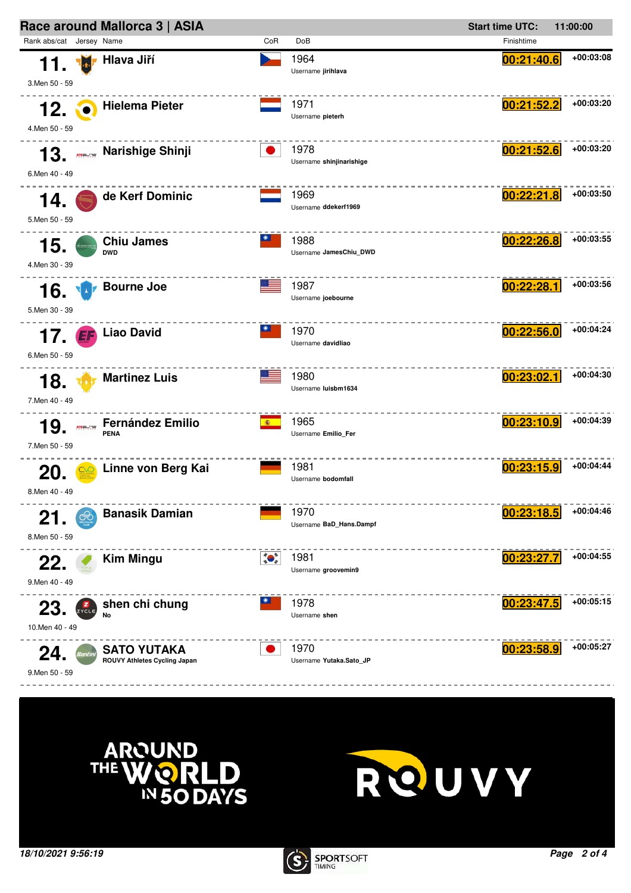## Race around Mallorca 3 | ASIA

**Start time UTC:** 11:00:00

| Rank abs/cat | Jersey | Name | CoR | DoB | Username | Finishtime | Gap |
|---|---|---|---|---|---|---|---|
| 11. / 3.Men 50 - 59 | | Hlava Jiří | CZE | 1964 | jirihlava | 00:21:40.6 | +00:03:08 |
| 12. / 4.Men 50 - 59 | | Hielema Pieter | NED | 1971 | pieterh | 00:21:52.2 | +00:03:20 |
| 13. / 6.Men 40 - 49 | | Narishige Shinji | JPN | 1978 | shinjinarishige | 00:21:52.6 | +00:03:20 |
| 14. / 5.Men 50 - 59 | | de Kerf Dominic | NED | 1969 | ddekerf1969 | 00:22:21.8 | +00:03:50 |
| 15. / 4.Men 30 - 39 | | Chiu James (DWD) | TPE | 1988 | JamesChiu_DWD | 00:22:26.8 | +00:03:55 |
| 16. / 5.Men 30 - 39 | | Bourne Joe | USA | 1987 | joebourne | 00:22:28.1 | +00:03:56 |
| 17. / 6.Men 50 - 59 | | Liao David | TPE | 1970 | davidliao | 00:22:56.0 | +00:04:24 |
| 18. / 7.Men 40 - 49 | | Martinez Luis | USA | 1980 | luisbm1634 | 00:23:02.1 | +00:04:30 |
| 19. / 7.Men 50 - 59 | | Fernández Emilio (PENA) | ESP | 1965 | Emilio_Fer | 00:23:10.9 | +00:04:39 |
| 20. / 8.Men 40 - 49 | | Linne von Berg Kai | GER | 1981 | bodomfall | 00:23:15.9 | +00:04:44 |
| 21. / 8.Men 50 - 59 | | Banasik Damian | GER | 1970 | BaD_Hans.Dampf | 00:23:18.5 | +00:04:46 |
| 22. / 9.Men 40 - 49 | | Kim Mingu | KOR | 1981 | groovemin9 | 00:23:27.7 | +00:04:55 |
| 23. / 10.Men 40 - 49 | | shen chi chung (No) | TPE | 1978 | shen | 00:23:47.5 | +00:05:15 |
| 24. / 9.Men 50 - 59 | | SATO YUTAKA (ROUVY Athletes Cycling Japan) | JPN | 1970 | Yutaka.Sato_JP | 00:23:58.9 | +00:05:27 |

AROUND THE WORLD IN 50 DAYS — ROUVY

*18/10/2021 9:56:19*

SPORTSOFT TIMING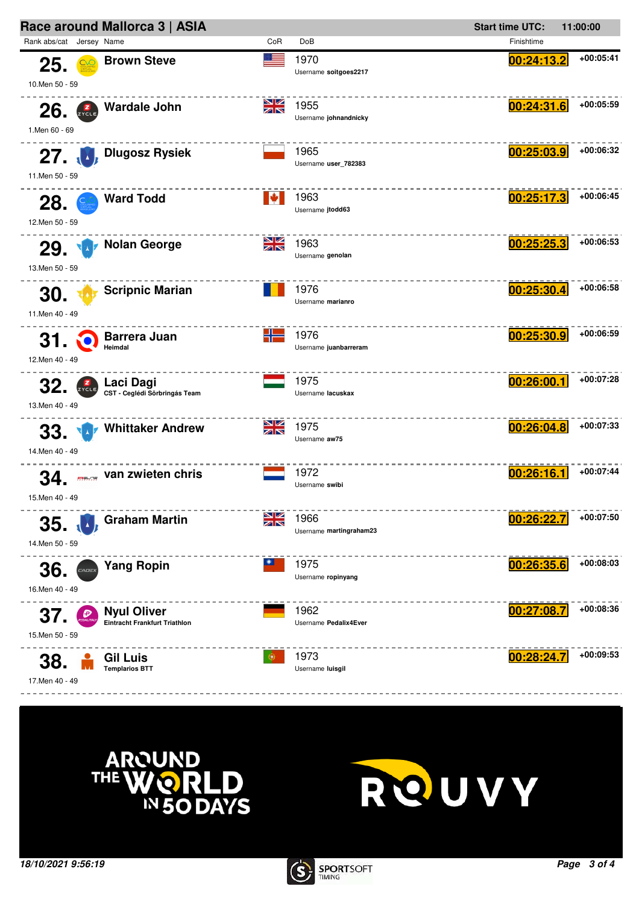## Race around Mallorca 3 | ASIA

**Start time UTC:** 11:00:00

| Rank abs/cat | Jersey | Name | CoR | DoB | Username | Finishtime | Gap |
|---|---|---|---|---|---|---|---|
| 25. / 10.Men 50 - 59 | | Brown Steve | | 1970 | soitgoes2217 | 00:24:13.2 | +00:05:41 |
| 26. / 1.Men 60 - 69 | | Wardale John | | 1955 | johnandnicky | 00:24:31.6 | +00:05:59 |
| 27. / 11.Men 50 - 59 | | Dlugosz Rysiek | | 1965 | user_782383 | 00:25:03.9 | +00:06:32 |
| 28. / 12.Men 50 - 59 | | Ward Todd | | 1963 | jtodd63 | 00:25:17.3 | +00:06:45 |
| 29. / 13.Men 50 - 59 | | Nolan George | | 1963 | genolan | 00:25:25.3 | +00:06:53 |
| 30. / 11.Men 40 - 49 | | Scripnic Marian | | 1976 | marianro | 00:25:30.4 | +00:06:58 |
| 31. / 12.Men 40 - 49 | | Barrera Juan (Heimdal) | | 1976 | juanbarreram | 00:25:30.9 | +00:06:59 |
| 32. / 13.Men 40 - 49 | | Laci Dagi (CST - Ceglédi Sörbringás Team) | | 1975 | lacuskax | 00:26:00.1 | +00:07:28 |
| 33. / 14.Men 40 - 49 | | Whittaker Andrew | | 1975 | aw75 | 00:26:04.8 | +00:07:33 |
| 34. / 15.Men 40 - 49 | | van zwieten chris | | 1972 | swibi | 00:26:16.1 | +00:07:44 |
| 35. / 14.Men 50 - 59 | | Graham Martin | | 1966 | martingraham23 | 00:26:22.7 | +00:07:50 |
| 36. / 16.Men 40 - 49 | | Yang Ropin | | 1975 | ropinyang | 00:26:35.6 | +00:08:03 |
| 37. / 15.Men 50 - 59 | | Nyul Oliver (Eintracht Frankfurt Triathlon) | | 1962 | Pedalix4Ever | 00:27:08.7 | +00:08:36 |
| 38. / 17.Men 40 - 49 | | Gil Luis (Templarios BTT) | | 1973 | luisgil | 00:28:24.7 | +00:09:53 |

18/10/2021 9:56:19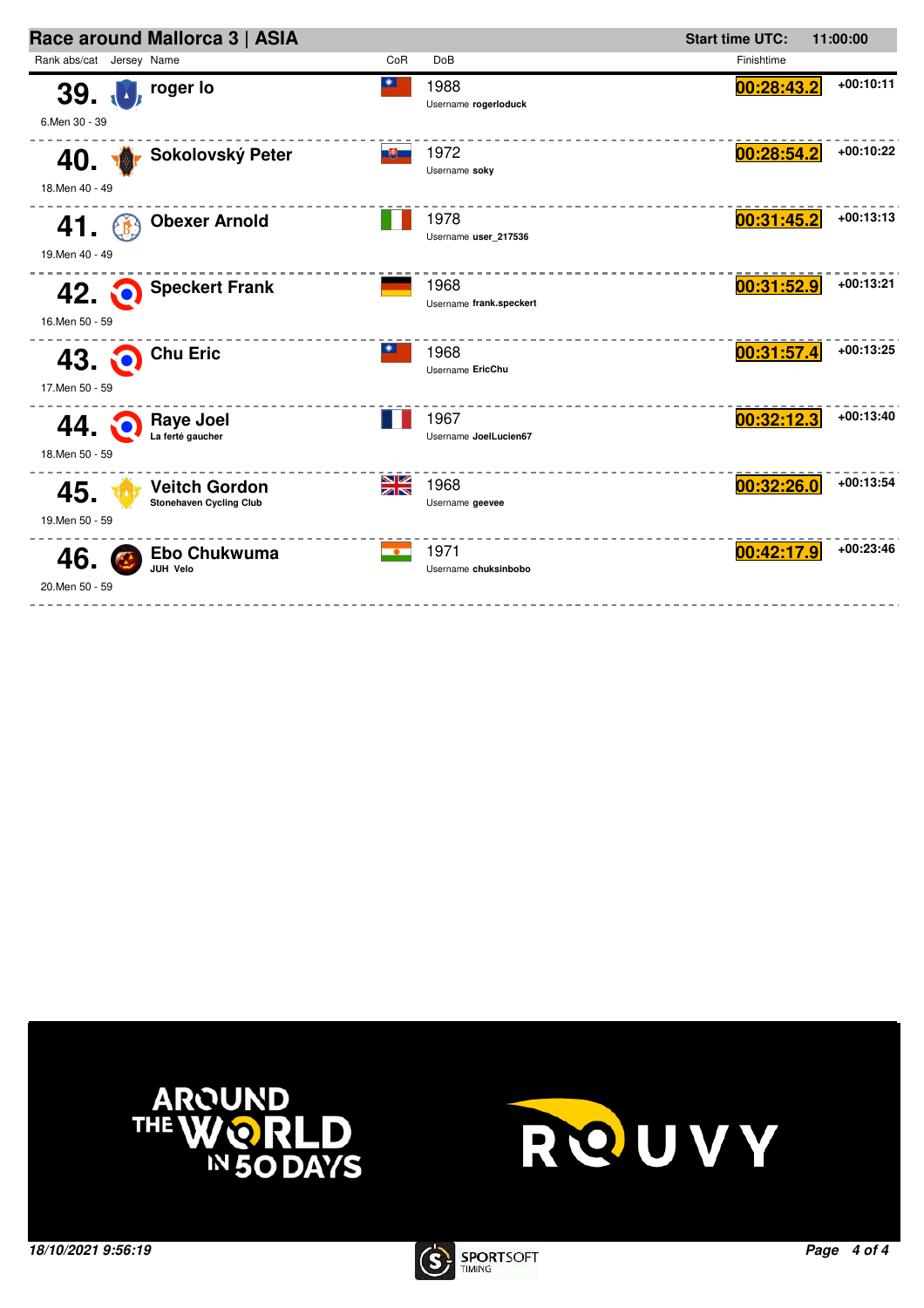## Race around Mallorca 3 | ASIA

**Start time UTC:** 11:00:00

| Rank abs/cat | Jersey | Name | CoR | DoB | Finishtime | |
|---|---|---|---|---|---|---|
| **39.** 6.Men 30 - 39 | | **roger lo** | | 1988 Username **rogerloduck** | 00:28:43.2 | +00:10:11 |
| **40.** 18.Men 40 - 49 | | **Sokolovský Peter** | | 1972 Username **soky** | 00:28:54.2 | +00:10:22 |
| **41.** 19.Men 40 - 49 | | **Obexer Arnold** | | 1978 Username **user_217536** | 00:31:45.2 | +00:13:13 |
| **42.** 16.Men 50 - 59 | | **Speckert Frank** | | 1968 Username **frank.speckert** | 00:31:52.9 | +00:13:21 |
| **43.** 17.Men 50 - 59 | | **Chu Eric** | | 1968 Username **EricChu** | 00:31:57.4 | +00:13:25 |
| **44.** 18.Men 50 - 59 | | **Raye Joel** La ferté gaucher | | 1967 Username **JoelLucien67** | 00:32:12.3 | +00:13:40 |
| **45.** 19.Men 50 - 59 | | **Veitch Gordon** Stonehaven Cycling Club | | 1968 Username **geevee** | 00:32:26.0 | +00:13:54 |
| **46.** 20.Men 50 - 59 | | **Ebo Chukwuma** JUH Velo | | 1971 Username **chuksinbobo** | 00:42:17.9 | +00:23:46 |

AROUND THE WORLD IN 50 DAYS

ROUVY

*18/10/2021 9:56:19*

SPORTSOFT TIMING